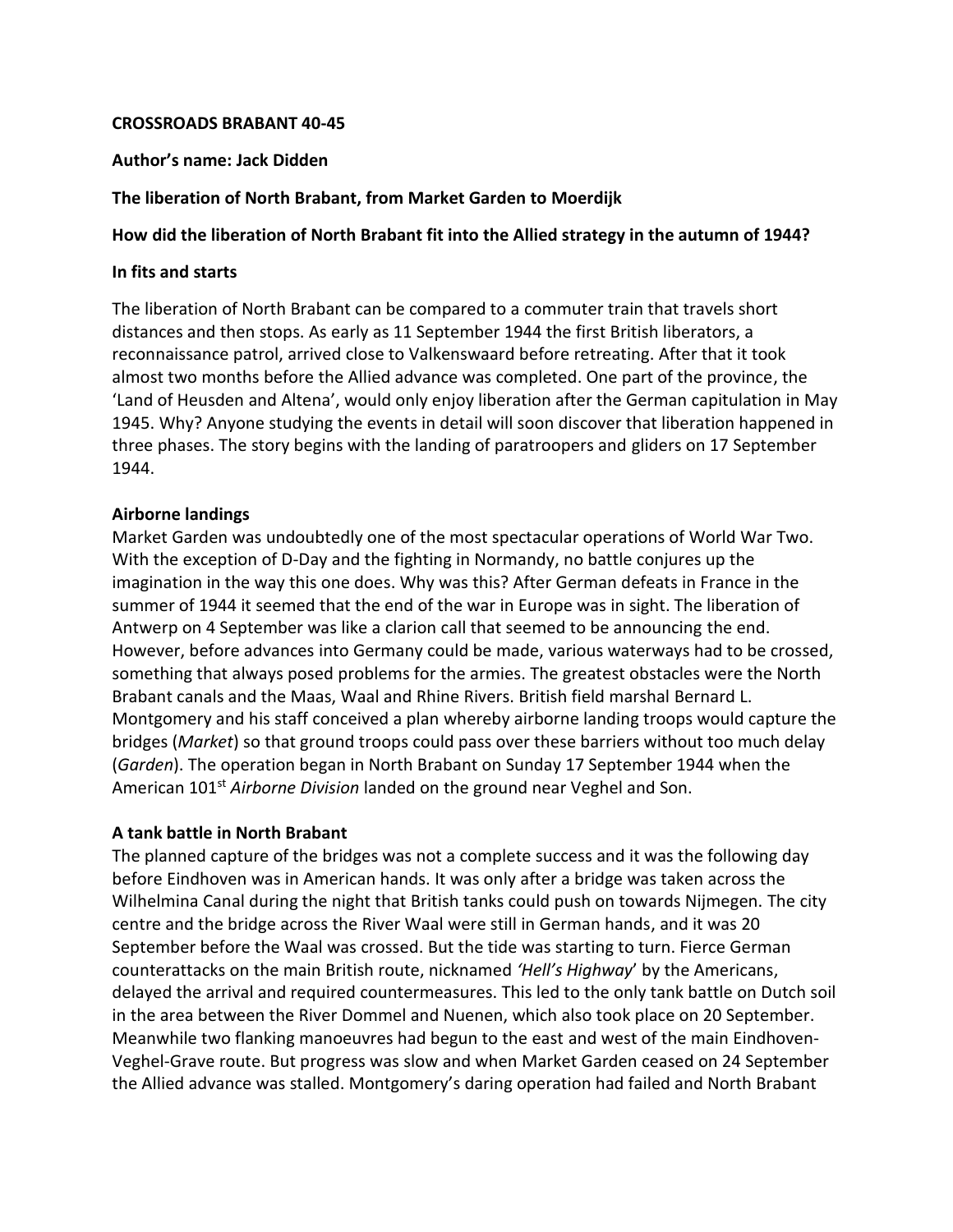**CROSSROADS BRABANT 40-45**

**Author's name: Jack Didden**

**The liberation of North Brabant, from Market Garden to Moerdijk**

**How did the liberation of North Brabant fit into the Allied strategy in the autumn of 1944?**

**In fits and starts**

The liberation of North Brabant can be compared to a commuter train that travels short distances and then stops. As early as 11 September 1944 the first British liberators, a reconnaissance patrol, arrived close to Valkenswaard before retreating. After that it took almost two months before the Allied advance was completed. One part of the province, the 'Land of Heusden and Altena', would only enjoy liberation after the German capitulation in May 1945. Why? Anyone studying the events in detail will soon discover that liberation happened in three phases. The story begins with the landing of paratroopers and gliders on 17 September 1944.

**Airborne landings**

Market Garden was undoubtedly one of the most spectacular operations of World War Two. With the exception of D-Day and the fighting in Normandy, no battle conjures up the imagination in the way this one does. Why was this? After German defeats in France in the summer of 1944 it seemed that the end of the war in Europe was in sight. The liberation of Antwerp on 4 September was like a clarion call that seemed to be announcing the end. However, before advances into Germany could be made, various waterways had to be crossed, something that always posed problems for the armies. The greatest obstacles were the North Brabant canals and the Maas, Waal and Rhine Rivers. British field marshal Bernard L. Montgomery and his staff conceived a plan whereby airborne landing troops would capture the bridges (*Market*) so that ground troops could pass over these barriers without too much delay (*Garden*). The operation began in North Brabant on Sunday 17 September 1944 when the American 101st *Airborne Division* landed on the ground near Veghel and Son.

**A tank battle in North Brabant**

The planned capture of the bridges was not a complete success and it was the following day before Eindhoven was in American hands. It was only after a bridge was taken across the Wilhelmina Canal during the night that British tanks could push on towards Nijmegen. The city centre and the bridge across the River Waal were still in German hands, and it was 20 September before the Waal was crossed. But the tide was starting to turn. Fierce German counterattacks on the main British route, nicknamed *'Hell's Highway*' by the Americans, delayed the arrival and required countermeasures. This led to the only tank battle on Dutch soil in the area between the River Dommel and Nuenen, which also took place on 20 September. Meanwhile two flanking manoeuvres had begun to the east and west of the main Eindhoven-Veghel-Grave route. But progress was slow and when Market Garden ceased on 24 September the Allied advance was stalled. Montgomery's daring operation had failed and North Brabant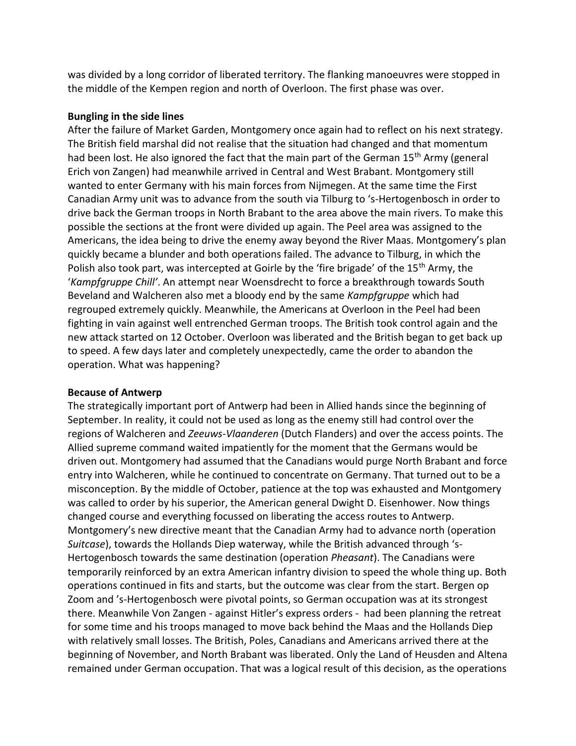was divided by a long corridor of liberated territory. The flanking manoeuvres were stopped in the middle of the Kempen region and north of Overloon. The first phase was over.

**Bungling in the side lines**

After the failure of Market Garden, Montgomery once again had to reflect on his next strategy. The British field marshal did not realise that the situation had changed and that momentum had been lost. He also ignored the fact that the main part of the German 15th Army (general Erich von Zangen) had meanwhile arrived in Central and West Brabant. Montgomery still wanted to enter Germany with his main forces from Nijmegen. At the same time the First Canadian Army unit was to advance from the south via Tilburg to 's-Hertogenbosch in order to drive back the German troops in North Brabant to the area above the main rivers. To make this possible the sections at the front were divided up again. The Peel area was assigned to the Americans, the idea being to drive the enemy away beyond the River Maas. Montgomery's plan quickly became a blunder and both operations failed. The advance to Tilburg, in which the Polish also took part, was intercepted at Goirle by the 'fire brigade' of the 15th Army, the '*Kampfgruppe Chill'*. An attempt near Woensdrecht to force a breakthrough towards South Beveland and Walcheren also met a bloody end by the same *Kampfgruppe* which had regrouped extremely quickly. Meanwhile, the Americans at Overloon in the Peel had been fighting in vain against well entrenched German troops. The British took control again and the new attack started on 12 October. Overloon was liberated and the British began to get back up to speed. A few days later and completely unexpectedly, came the order to abandon the operation. What was happening?

**Because of Antwerp**

The strategically important port of Antwerp had been in Allied hands since the beginning of September. In reality, it could not be used as long as the enemy still had control over the regions of Walcheren and *Zeeuws-Vlaanderen* (Dutch Flanders) and over the access points. The Allied supreme command waited impatiently for the moment that the Germans would be driven out. Montgomery had assumed that the Canadians would purge North Brabant and force entry into Walcheren, while he continued to concentrate on Germany. That turned out to be a misconception. By the middle of October, patience at the top was exhausted and Montgomery was called to order by his superior, the American general Dwight D. Eisenhower. Now things changed course and everything focussed on liberating the access routes to Antwerp. Montgomery's new directive meant that the Canadian Army had to advance north (operation *Suitcase*), towards the Hollands Diep waterway, while the British advanced through 's-Hertogenbosch towards the same destination (operation *Pheasant*). The Canadians were temporarily reinforced by an extra American infantry division to speed the whole thing up. Both operations continued in fits and starts, but the outcome was clear from the start. Bergen op Zoom and 's-Hertogenbosch were pivotal points, so German occupation was at its strongest there. Meanwhile Von Zangen - against Hitler's express orders - had been planning the retreat for some time and his troops managed to move back behind the Maas and the Hollands Diep with relatively small losses. The British, Poles, Canadians and Americans arrived there at the beginning of November, and North Brabant was liberated. Only the Land of Heusden and Altena remained under German occupation. That was a logical result of this decision, as the operations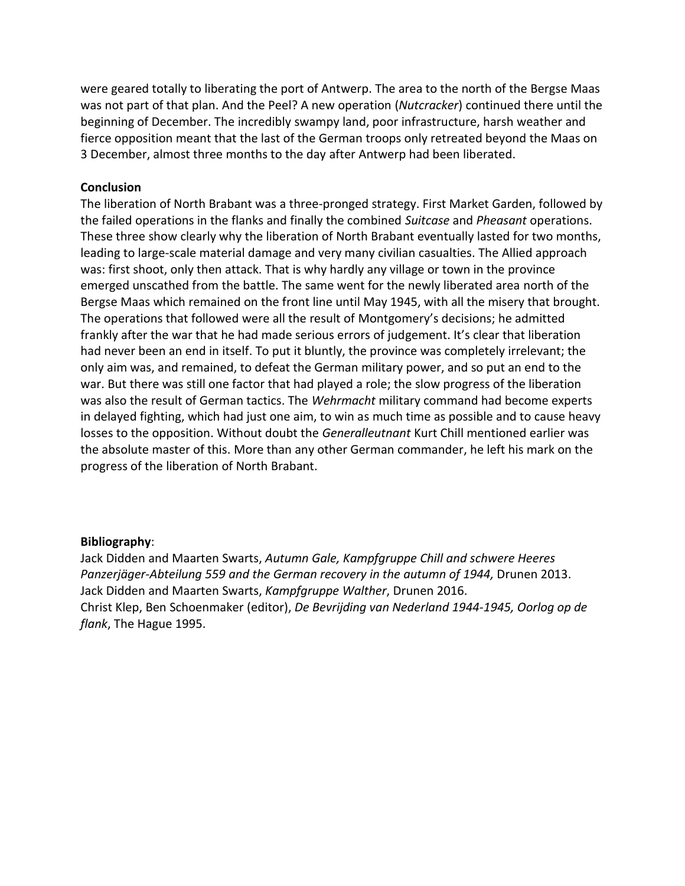were geared totally to liberating the port of Antwerp. The area to the north of the Bergse Maas was not part of that plan. And the Peel? A new operation (*Nutcracker*) continued there until the beginning of December. The incredibly swampy land, poor infrastructure, harsh weather and fierce opposition meant that the last of the German troops only retreated beyond the Maas on 3 December, almost three months to the day after Antwerp had been liberated.

**Conclusion**

The liberation of North Brabant was a three-pronged strategy. First Market Garden, followed by the failed operations in the flanks and finally the combined *Suitcase* and *Pheasant* operations. These three show clearly why the liberation of North Brabant eventually lasted for two months, leading to large-scale material damage and very many civilian casualties. The Allied approach was: first shoot, only then attack. That is why hardly any village or town in the province emerged unscathed from the battle. The same went for the newly liberated area north of the Bergse Maas which remained on the front line until May 1945, with all the misery that brought. The operations that followed were all the result of Montgomery's decisions; he admitted frankly after the war that he had made serious errors of judgement. It's clear that liberation had never been an end in itself. To put it bluntly, the province was completely irrelevant; the only aim was, and remained, to defeat the German military power, and so put an end to the war. But there was still one factor that had played a role; the slow progress of the liberation was also the result of German tactics. The *Wehrmacht* military command had become experts in delayed fighting, which had just one aim, to win as much time as possible and to cause heavy losses to the opposition. Without doubt the *Generalleutnant* Kurt Chill mentioned earlier was the absolute master of this. More than any other German commander, he left his mark on the progress of the liberation of North Brabant.

**Bibliography**:

Jack Didden and Maarten Swarts, *Autumn Gale, Kampfgruppe Chill and schwere Heeres Panzerjäger-Abteilung 559 and the German recovery in the autumn of 1944,* Drunen 2013.
Jack Didden and Maarten Swarts, *Kampfgruppe Walther*, Drunen 2016.
Christ Klep, Ben Schoenmaker (editor), *De Bevrijding van Nederland 1944-1945, Oorlog op de flank*, The Hague 1995.